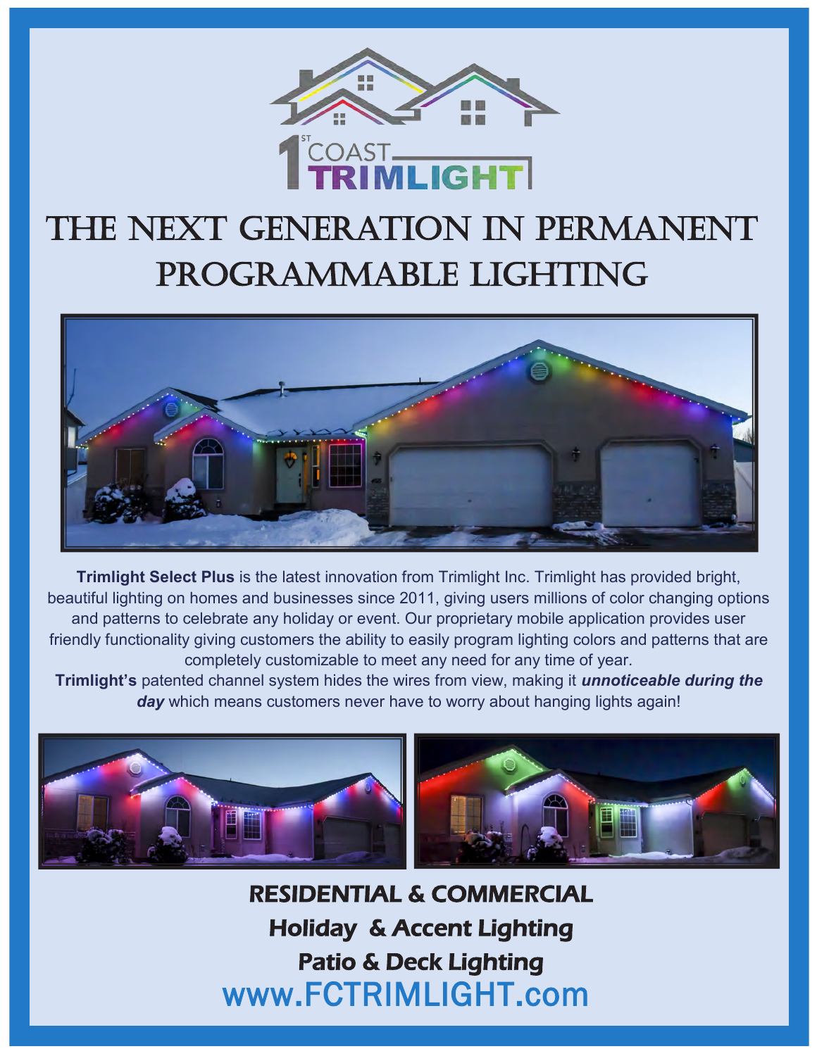1ST COAST TRIMLIGHT

# THE NEXT GENERATION IN PERMANENT PROGRAMMABLE LIGHTING

**Trimlight Select Plus** is the latest innovation from Trimlight Inc. Trimlight has provided bright, beautiful lighting on homes and businesses since 2011, giving users millions of color changing options and patterns to celebrate any holiday or event. Our proprietary mobile application provides user friendly functionality giving customers the ability to easily program lighting colors and patterns that are completely customizable to meet any need for any time of year.

**Trimlight's** patented channel system hides the wires from view, making it ***unnoticeable during the day*** which means customers never have to worry about hanging lights again!

## RESIDENTIAL & COMMERCIAL

### Holiday & Accent Lighting

### Patio & Deck Lighting

www.FCTRIMLIGHT.com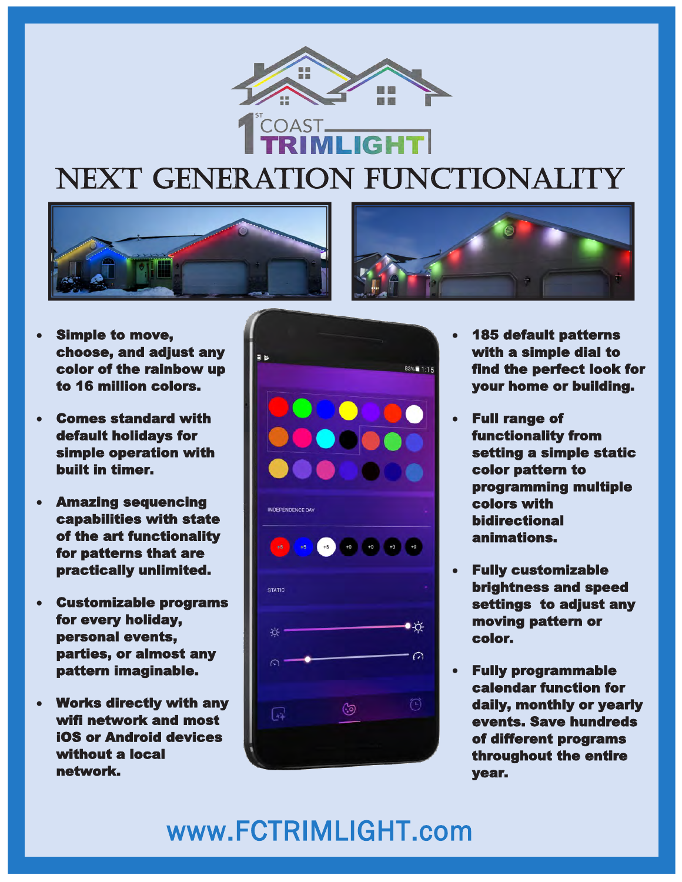1ST COAST TRIMLIGHT

# NEXT GENERATION FUNCTIONALITY

- **Simple to move, choose, and adjust any color of the rainbow up to 16 million colors.**
- **Comes standard with default holidays for simple operation with built in timer.**
- **Amazing sequencing capabilities with state of the art functionality for patterns that are practically unlimited.**
- **Customizable programs for every holiday, personal events, parties, or almost any pattern imaginable.**
- **Works directly with any wifi network and most iOS or Android devices without a local network.**

- **185 default patterns with a simple dial to find the perfect look for your home or building.**
- **Full range of functionality from setting a simple static color pattern to programming multiple colors with bidirectional animations.**
- **Fully customizable brightness and speed settings to adjust any moving pattern or color.**
- **Fully programmable calendar function for daily, monthly or yearly events. Save hundreds of different programs throughout the entire year.**

www.FCTRIMLIGHT.com